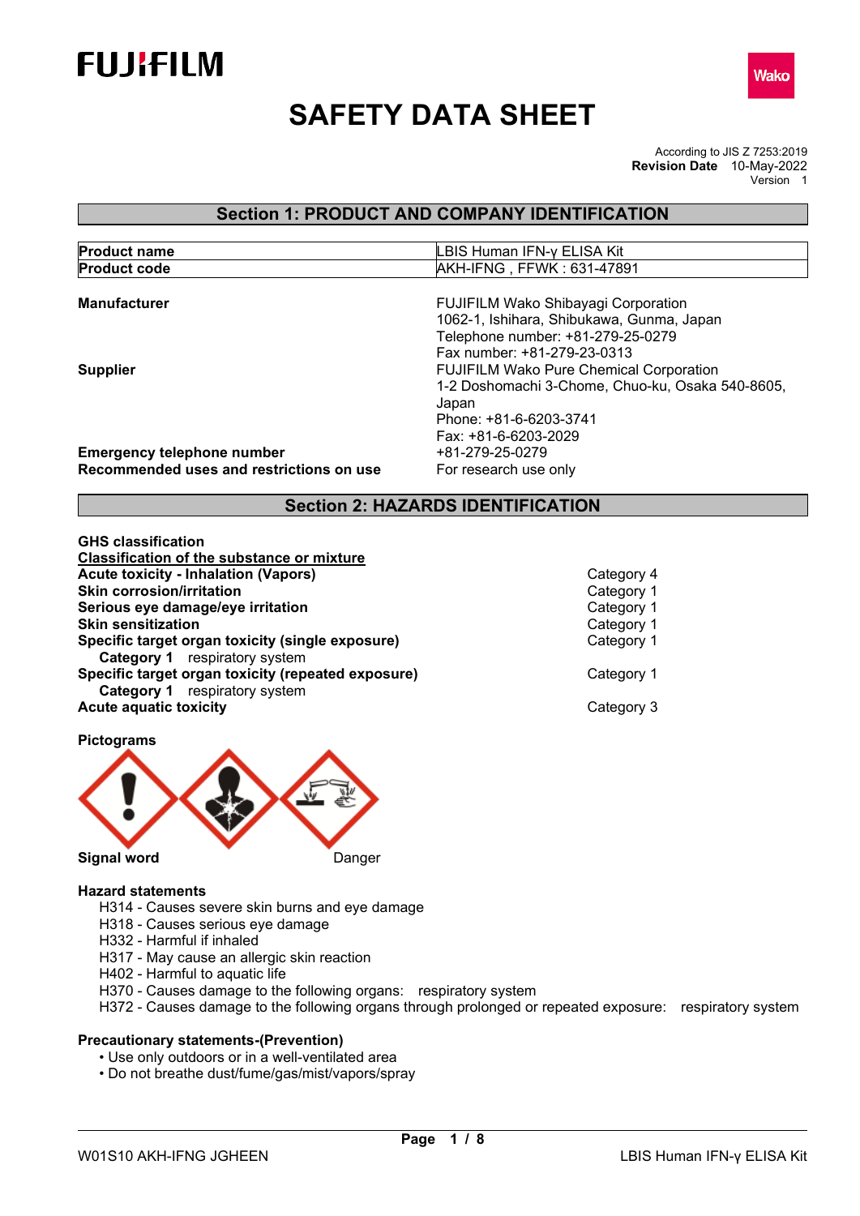# SAFETY DATA SHEET

According to JIS Z 7253:2019
**Revision Date** 10-May-2022
Version 1

## Section 1: PRODUCT AND COMPANY IDENTIFICATION

| **Product name** | LBIS Human IFN-γ ELISA Kit |
|---|---|
| **Product code** | AKH-IFNG , FFWK : 631-47891 |

**Manufacturer**
FUJIFILM Wako Shibayagi Corporation
1062-1, Ishihara, Shibukawa, Gunma, Japan
Telephone number: +81-279-25-0279
Fax number: +81-279-23-0313

**Supplier**
FUJIFILM Wako Pure Chemical Corporation
1-2 Doshomachi 3-Chome, Chuo-ku, Osaka 540-8605, Japan
Phone: +81-6-6203-3741
Fax: +81-6-6203-2029

**Emergency telephone number** +81-279-25-0279

**Recommended uses and restrictions on use** For research use only

## Section 2: HAZARDS IDENTIFICATION

**GHS classification**

**Classification of the substance or mixture**

| | |
|---|---|
| **Acute toxicity - Inhalation (Vapors)** | Category 4 |
| **Skin corrosion/irritation** | Category 1 |
| **Serious eye damage/eye irritation** | Category 1 |
| **Skin sensitization** | Category 1 |
| **Specific target organ toxicity (single exposure)** | Category 1 |
| **Category 1** respiratory system | |
| **Specific target organ toxicity (repeated exposure)** | Category 1 |
| **Category 1** respiratory system | |
| **Acute aquatic toxicity** | Category 3 |

**Pictograms**

**Signal word** Danger

**Hazard statements**
- H314 - Causes severe skin burns and eye damage
- H318 - Causes serious eye damage
- H332 - Harmful if inhaled
- H317 - May cause an allergic skin reaction
- H402 - Harmful to aquatic life
- H370 - Causes damage to the following organs: respiratory system
- H372 - Causes damage to the following organs through prolonged or repeated exposure: respiratory system

**Precautionary statements-(Prevention)**
- Use only outdoors or in a well-ventilated area
- Do not breathe dust/fume/gas/mist/vapors/spray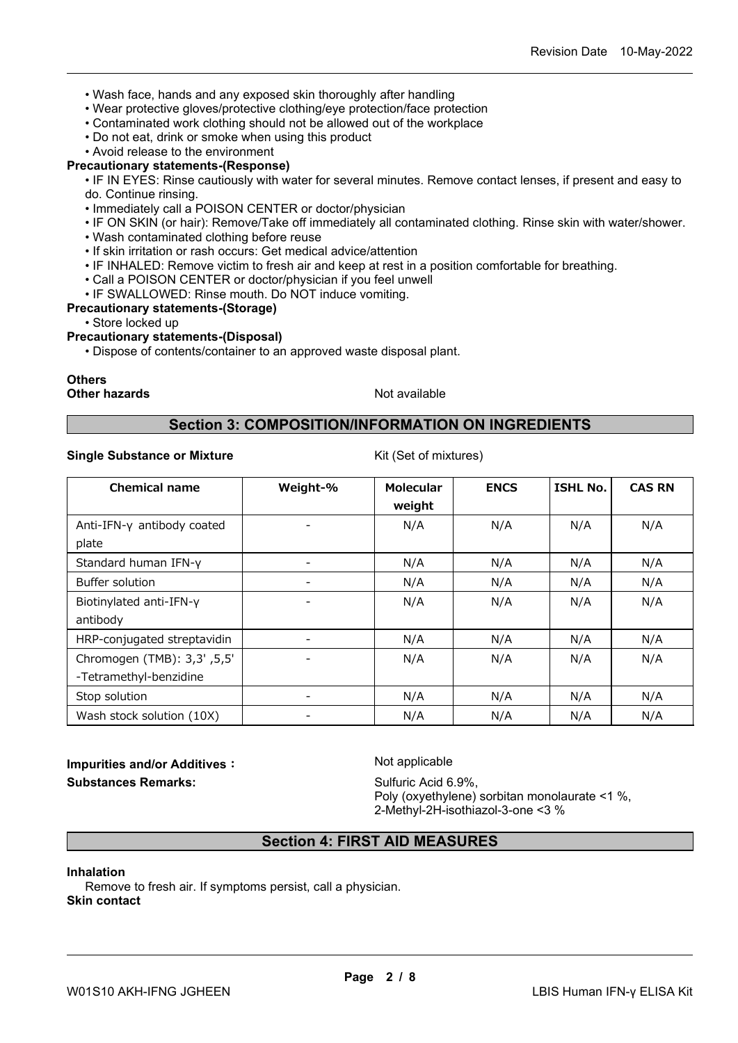- Wash face, hands and any exposed skin thoroughly after handling
- Wear protective gloves/protective clothing/eye protection/face protection
- Contaminated work clothing should not be allowed out of the workplace
- Do not eat, drink or smoke when using this product
- Avoid release to the environment

**Precautionary statements-(Response)**

- IF IN EYES: Rinse cautiously with water for several minutes. Remove contact lenses, if present and easy to do. Continue rinsing.
- Immediately call a POISON CENTER or doctor/physician
- IF ON SKIN (or hair): Remove/Take off immediately all contaminated clothing. Rinse skin with water/shower.
- Wash contaminated clothing before reuse
- If skin irritation or rash occurs: Get medical advice/attention
- IF INHALED: Remove victim to fresh air and keep at rest in a position comfortable for breathing.
- Call a POISON CENTER or doctor/physician if you feel unwell
- IF SWALLOWED: Rinse mouth. Do NOT induce vomiting.

**Precautionary statements-(Storage)**

- Store locked up

**Precautionary statements-(Disposal)**

- Dispose of contents/container to an approved waste disposal plant.

**Others**

**Other hazards** Not available

## Section 3: COMPOSITION/INFORMATION ON INGREDIENTS

**Single Substance or Mixture** Kit (Set of mixtures)

| Chemical name | Weight-% | Molecular weight | ENCS | ISHL No. | CAS RN |
|---|---|---|---|---|---|
| Anti-IFN-γ antibody coated plate | - | N/A | N/A | N/A | N/A |
| Standard human IFN-γ | - | N/A | N/A | N/A | N/A |
| Buffer solution | - | N/A | N/A | N/A | N/A |
| Biotinylated anti-IFN-γ antibody | - | N/A | N/A | N/A | N/A |
| HRP-conjugated streptavidin | - | N/A | N/A | N/A | N/A |
| Chromogen (TMB): 3,3' ,5,5' -Tetramethyl-benzidine | - | N/A | N/A | N/A | N/A |
| Stop solution | - | N/A | N/A | N/A | N/A |
| Wash stock solution (10X) | - | N/A | N/A | N/A | N/A |

**Impurities and/or Additives：** Not applicable

**Substances Remarks:** Sulfuric Acid 6.9%,
Poly (oxyethylene) sorbitan monolaurate <1 %,
2-Methyl-2H-isothiazol-3-one <3 %

## Section 4: FIRST AID MEASURES

**Inhalation**

Remove to fresh air. If symptoms persist, call a physician.

**Skin contact**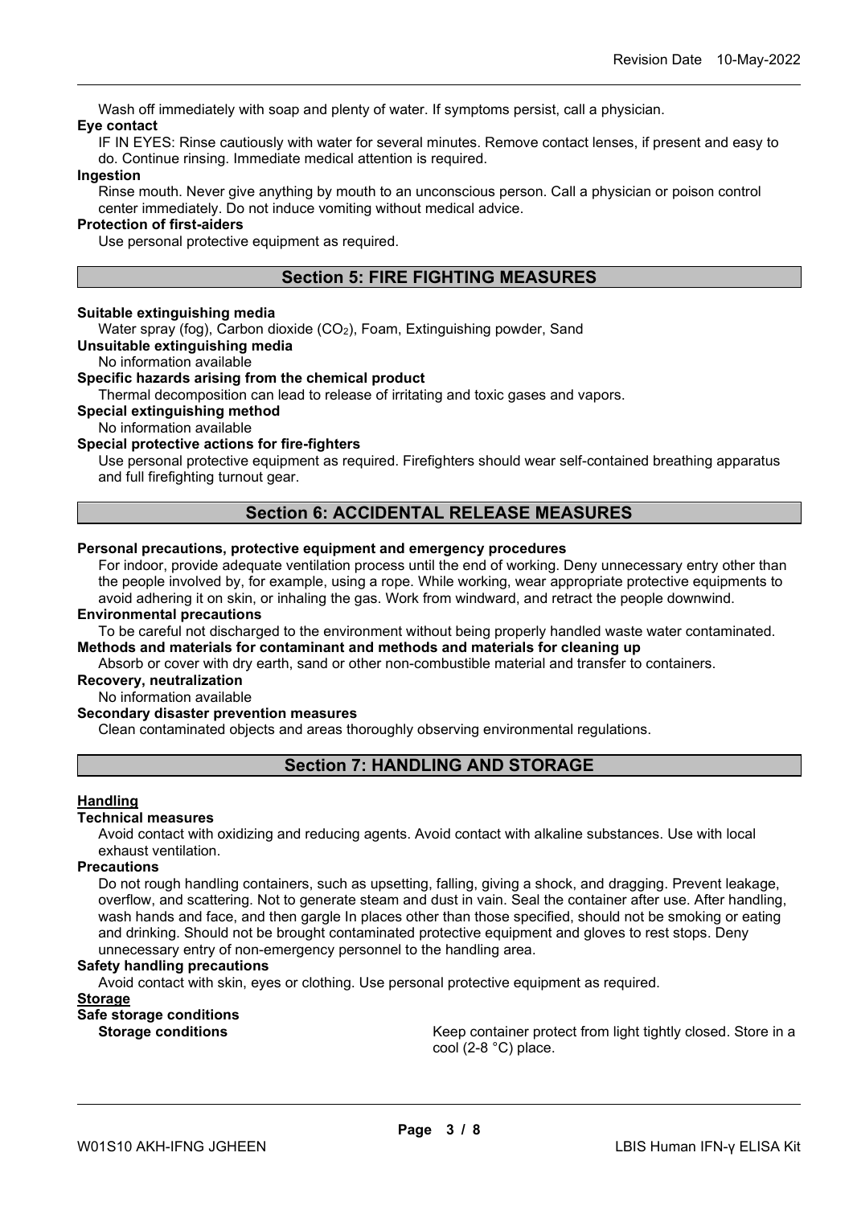Wash off immediately with soap and plenty of water. If symptoms persist, call a physician.

**Eye contact**

IF IN EYES: Rinse cautiously with water for several minutes. Remove contact lenses, if present and easy to do. Continue rinsing. Immediate medical attention is required.

**Ingestion**

Rinse mouth. Never give anything by mouth to an unconscious person. Call a physician or poison control center immediately. Do not induce vomiting without medical advice.

**Protection of first-aiders**

Use personal protective equipment as required.

## Section 5: FIRE FIGHTING MEASURES

**Suitable extinguishing media**

Water spray (fog), Carbon dioxide ($CO_2$), Foam, Extinguishing powder, Sand

**Unsuitable extinguishing media**

No information available

**Specific hazards arising from the chemical product**

Thermal decomposition can lead to release of irritating and toxic gases and vapors.

**Special extinguishing method**

No information available

**Special protective actions for fire-fighters**

Use personal protective equipment as required. Firefighters should wear self-contained breathing apparatus and full firefighting turnout gear.

## Section 6: ACCIDENTAL RELEASE MEASURES

**Personal precautions, protective equipment and emergency procedures**

For indoor, provide adequate ventilation process until the end of working. Deny unnecessary entry other than the people involved by, for example, using a rope. While working, wear appropriate protective equipments to avoid adhering it on skin, or inhaling the gas. Work from windward, and retract the people downwind.

**Environmental precautions**

To be careful not discharged to the environment without being properly handled waste water contaminated.

**Methods and materials for contaminant and methods and materials for cleaning up**

Absorb or cover with dry earth, sand or other non-combustible material and transfer to containers.

**Recovery, neutralization**

No information available

**Secondary disaster prevention measures**

Clean contaminated objects and areas thoroughly observing environmental regulations.

## Section 7: HANDLING AND STORAGE

**Handling**

**Technical measures**

Avoid contact with oxidizing and reducing agents. Avoid contact with alkaline substances. Use with local exhaust ventilation.

**Precautions**

Do not rough handling containers, such as upsetting, falling, giving a shock, and dragging. Prevent leakage, overflow, and scattering. Not to generate steam and dust in vain. Seal the container after use. After handling, wash hands and face, and then gargle In places other than those specified, should not be smoking or eating and drinking. Should not be brought contaminated protective equipment and gloves to rest stops. Deny unnecessary entry of non-emergency personnel to the handling area.

**Safety handling precautions**

Avoid contact with skin, eyes or clothing. Use personal protective equipment as required.

**Storage**

**Safe storage conditions**

**Storage conditions** Keep container protect from light tightly closed. Store in a cool (2-8 °C) place.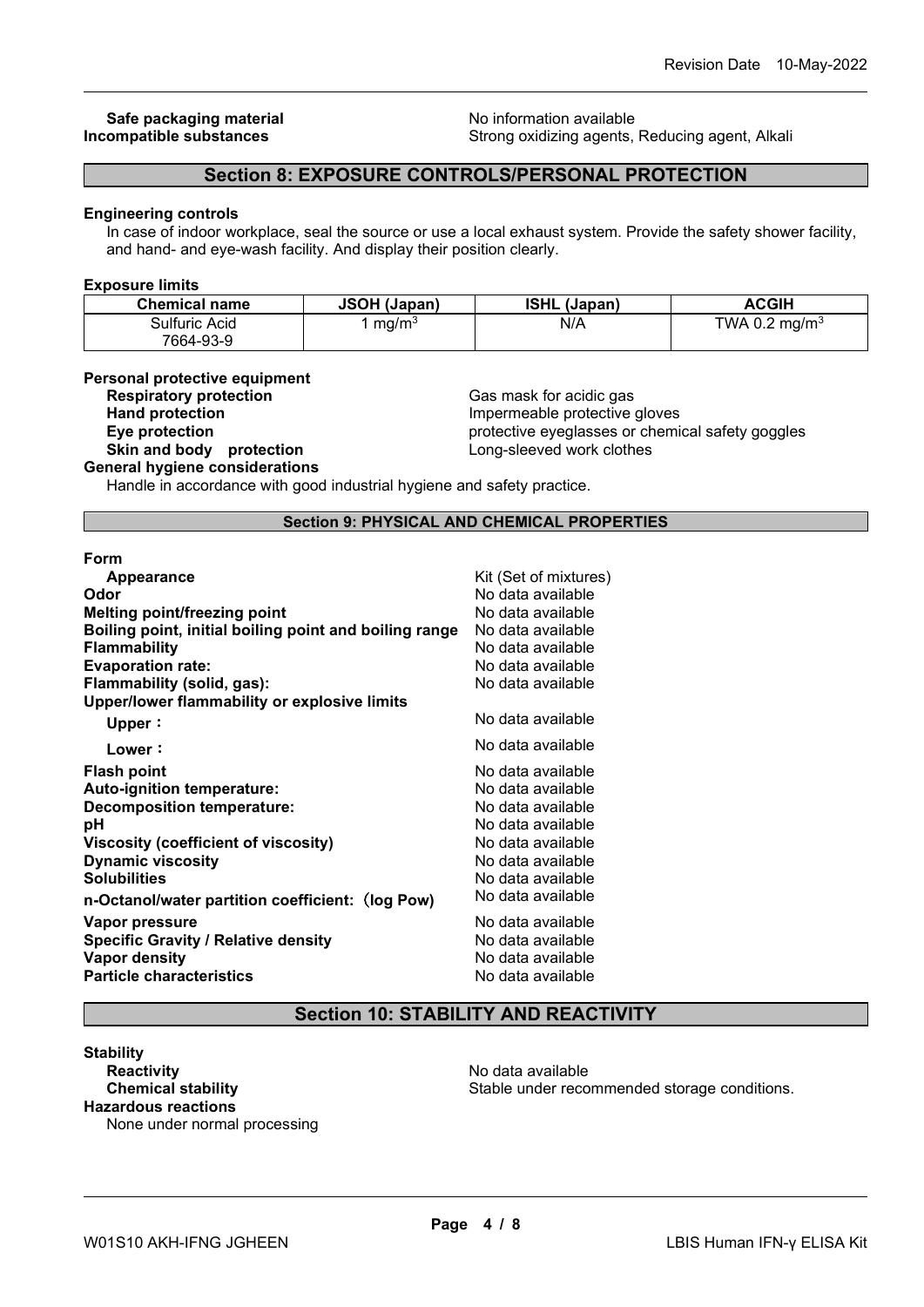**Safe packaging material** No information available
**Incompatible substances** Strong oxidizing agents, Reducing agent, Alkali

## Section 8: EXPOSURE CONTROLS/PERSONAL PROTECTION

**Engineering controls**

In case of indoor workplace, seal the source or use a local exhaust system. Provide the safety shower facility, and hand- and eye-wash facility. And display their position clearly.

**Exposure limits**

| Chemical name | JSOH (Japan) | ISHL (Japan) | ACGIH |
|---|---|---|---|
| Sulfuric Acid 7664-93-9 | 1 $mg/m^3$ | N/A | TWA 0.2 $mg/m^3$ |

**Personal protective equipment**

- **Respiratory protection**: Gas mask for acidic gas
- **Hand protection**: Impermeable protective gloves
- **Eye protection**: protective eyeglasses or chemical safety goggles
- **Skin and body protection**: Long-sleeved work clothes

**General hygiene considerations**

Handle in accordance with good industrial hygiene and safety practice.

## Section 9: PHYSICAL AND CHEMICAL PROPERTIES

**Form**

- **Appearance**: Kit (Set of mixtures)
- **Odor**: No data available
- **Melting point/freezing point**: No data available
- **Boiling point, initial boiling point and boiling range**: No data available
- **Flammability**: No data available
- **Evaporation rate:**: No data available
- **Flammability (solid, gas):**: No data available
- **Upper/lower flammability or explosive limits**
  - **Upper：**: No data available
  - **Lower：**: No data available
- **Flash point**: No data available
- **Auto-ignition temperature:**: No data available
- **Decomposition temperature:**: No data available
- **pH**: No data available
- **Viscosity (coefficient of viscosity)**: No data available
- **Dynamic viscosity**: No data available
- **Solubilities**: No data available
- **n-Octanol/water partition coefficient:（log Pow)**: No data available
- **Vapor pressure**: No data available
- **Specific Gravity / Relative density**: No data available
- **Vapor density**: No data available
- **Particle characteristics**: No data available

## Section 10: STABILITY AND REACTIVITY

**Stability**

- **Reactivity**: No data available
- **Chemical stability**: Stable under recommended storage conditions.

**Hazardous reactions**

None under normal processing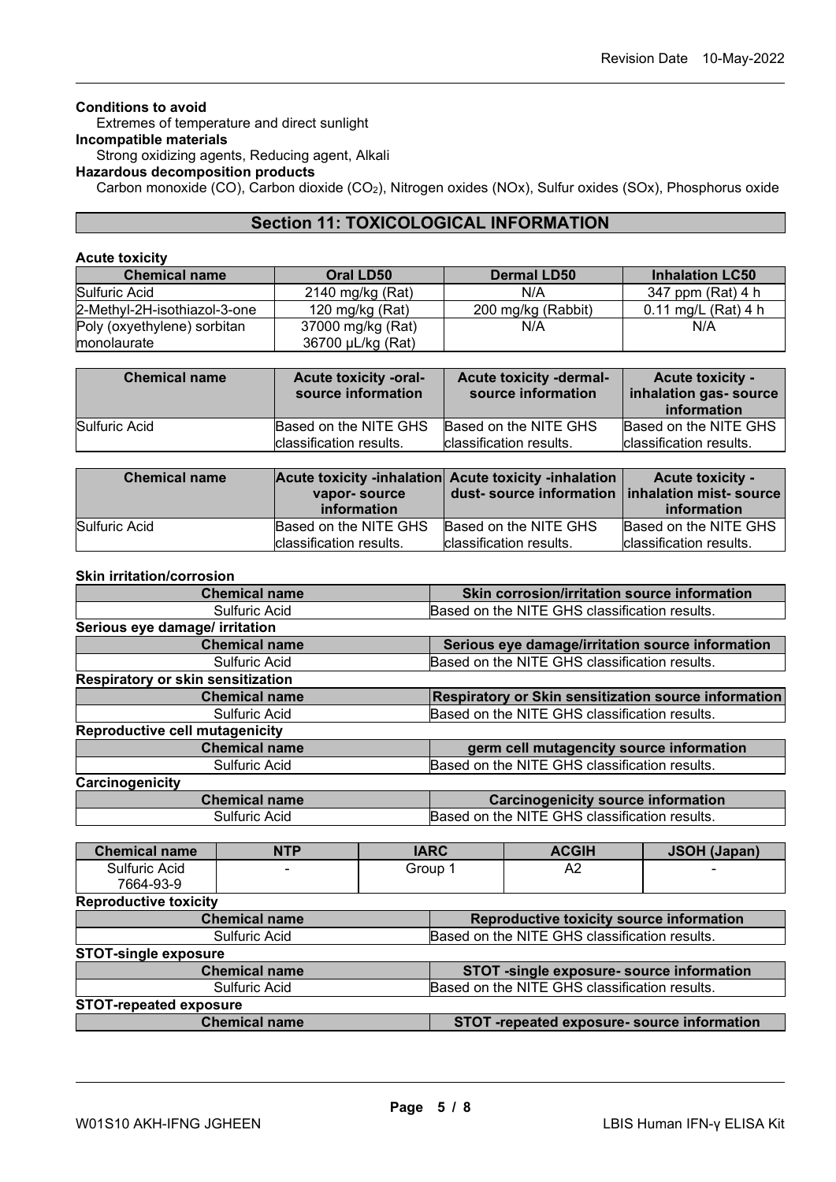**Conditions to avoid**

Extremes of temperature and direct sunlight

**Incompatible materials**

Strong oxidizing agents, Reducing agent, Alkali

**Hazardous decomposition products**

Carbon monoxide (CO), Carbon dioxide ($CO_2$), Nitrogen oxides (NOx), Sulfur oxides (SOx), Phosphorus oxide

## Section 11: TOXICOLOGICAL INFORMATION

**Acute toxicity**

| Chemical name | Oral LD50 | Dermal LD50 | Inhalation LC50 |
|---|---|---|---|
| Sulfuric Acid | 2140 mg/kg (Rat) | N/A | 347 ppm (Rat) 4 h |
| 2-Methyl-2H-isothiazol-3-one | 120 mg/kg (Rat) | 200 mg/kg (Rabbit) | 0.11 mg/L (Rat) 4 h |
| Poly (oxyethylene) sorbitan monolaurate | 37000 mg/kg (Rat) 36700 µL/kg (Rat) | N/A | N/A |

| Chemical name | Acute toxicity -oral- source information | Acute toxicity -dermal- source information | Acute toxicity -inhalation gas- source information |
|---|---|---|---|
| Sulfuric Acid | Based on the NITE GHS classification results. | Based on the NITE GHS classification results. | Based on the NITE GHS classification results. |

| Chemical name | Acute toxicity -inhalation vapor- source information | Acute toxicity -inhalation dust- source information | Acute toxicity -inhalation mist- source information |
|---|---|---|---|
| Sulfuric Acid | Based on the NITE GHS classification results. | Based on the NITE GHS classification results. | Based on the NITE GHS classification results. |

**Skin irritation/corrosion**

| Chemical name | Skin corrosion/irritation source information |
|---|---|
| Sulfuric Acid | Based on the NITE GHS classification results. |

**Serious eye damage/ irritation**

| Chemical name | Serious eye damage/irritation source information |
|---|---|
| Sulfuric Acid | Based on the NITE GHS classification results. |

**Respiratory or skin sensitization**

| Chemical name | Respiratory or Skin sensitization source information |
|---|---|
| Sulfuric Acid | Based on the NITE GHS classification results. |

**Reproductive cell mutagenicity**

| Chemical name | germ cell mutagencity source information |
|---|---|
| Sulfuric Acid | Based on the NITE GHS classification results. |

**Carcinogenicity**

| Chemical name | Carcinogenicity source information |
|---|---|
| Sulfuric Acid | Based on the NITE GHS classification results. |

| Chemical name | NTP | IARC | ACGIH | JSOH (Japan) |
|---|---|---|---|---|
| Sulfuric Acid 7664-93-9 | - | Group 1 | A2 | - |

**Reproductive toxicity**

| Chemical name | Reproductive toxicity source information |
|---|---|
| Sulfuric Acid | Based on the NITE GHS classification results. |

**STOT-single exposure**

| Chemical name | STOT -single exposure- source information |
|---|---|
| Sulfuric Acid | Based on the NITE GHS classification results. |

**STOT-repeated exposure**

| Chemical name | STOT -repeated exposure- source information |
|---|---|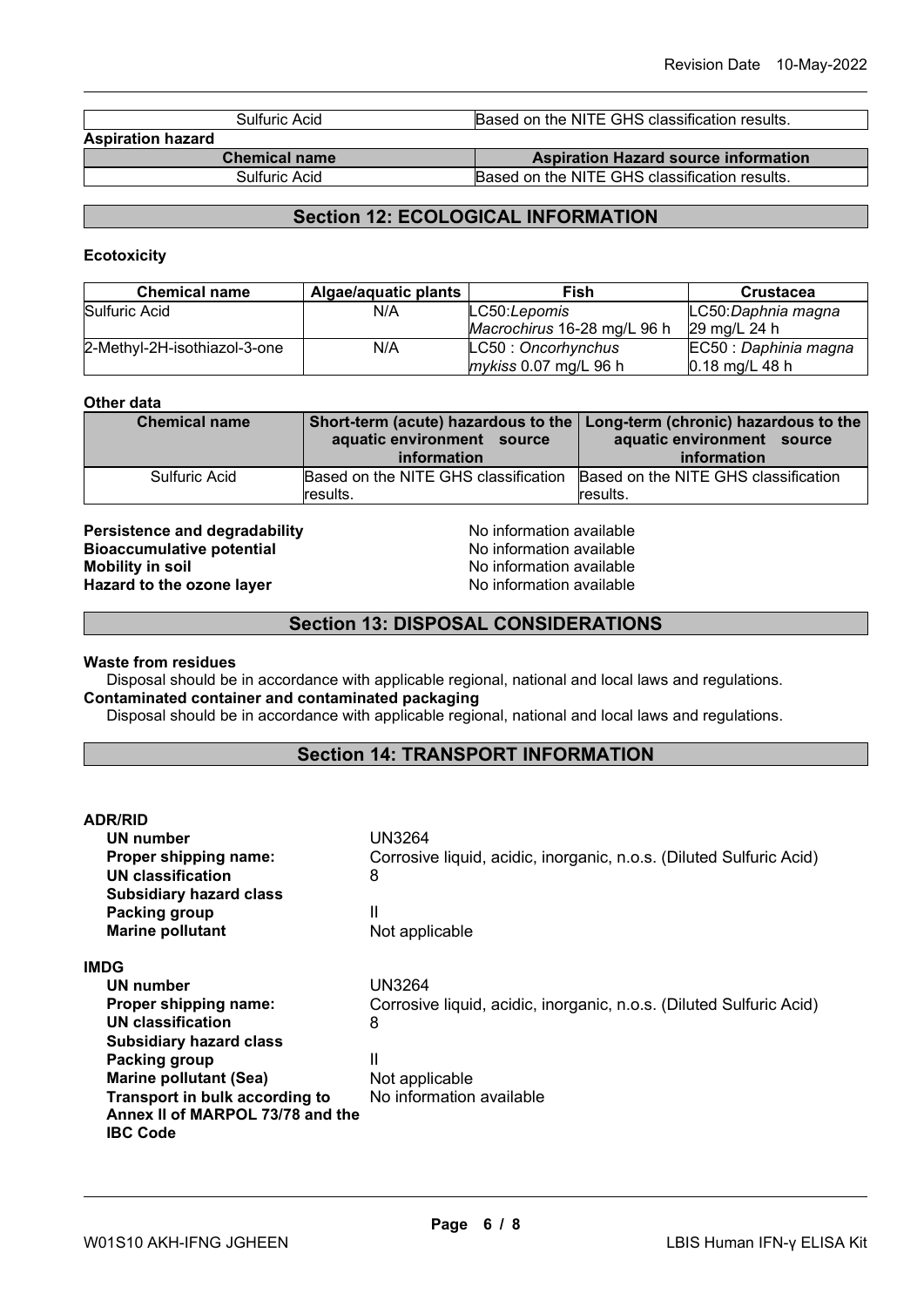| Sulfuric Acid | Based on the NITE GHS classification results. |
|---|---|

**Aspiration hazard**

| Chemical name | Aspiration Hazard source information |
|---|---|
| Sulfuric Acid | Based on the NITE GHS classification results. |

## Section 12: ECOLOGICAL INFORMATION

**Ecotoxicity**

| Chemical name | Algae/aquatic plants | Fish | Crustacea |
|---|---|---|---|
| Sulfuric Acid | N/A | LC50:*Lepomis Macrochirus* 16-28 mg/L 96 h | LC50:*Daphnia magna* 29 mg/L 24 h |
| 2-Methyl-2H-isothiazol-3-one | N/A | LC50 : *Oncorhynchus mykiss* 0.07 mg/L 96 h | EC50 : *Daphnia magna* 0.18 mg/L 48 h |

**Other data**

| Chemical name | Short-term (acute) hazardous to the aquatic environment source information | Long-term (chronic) hazardous to the aquatic environment source information |
|---|---|---|
| Sulfuric Acid | Based on the NITE GHS classification results. | Based on the NITE GHS classification results. |

**Persistence and degradability** No information available
**Bioaccumulative potential** No information available
**Mobility in soil** No information available
**Hazard to the ozone layer** No information available

## Section 13: DISPOSAL CONSIDERATIONS

**Waste from residues**
Disposal should be in accordance with applicable regional, national and local laws and regulations.
**Contaminated container and contaminated packaging**
Disposal should be in accordance with applicable regional, national and local laws and regulations.

## Section 14: TRANSPORT INFORMATION

**ADR/RID**

- **UN number** UN3264
- **Proper shipping name:** Corrosive liquid, acidic, inorganic, n.o.s. (Diluted Sulfuric Acid)
- **UN classification** 8
- **Subsidiary hazard class**
- **Packing group** II
- **Marine pollutant** Not applicable

**IMDG**

- **UN number** UN3264
- **Proper shipping name:** Corrosive liquid, acidic, inorganic, n.o.s. (Diluted Sulfuric Acid)
- **UN classification** 8
- **Subsidiary hazard class**
- **Packing group** II
- **Marine pollutant (Sea)** Not applicable
- **Transport in bulk according to Annex II of MARPOL 73/78 and the IBC Code** No information available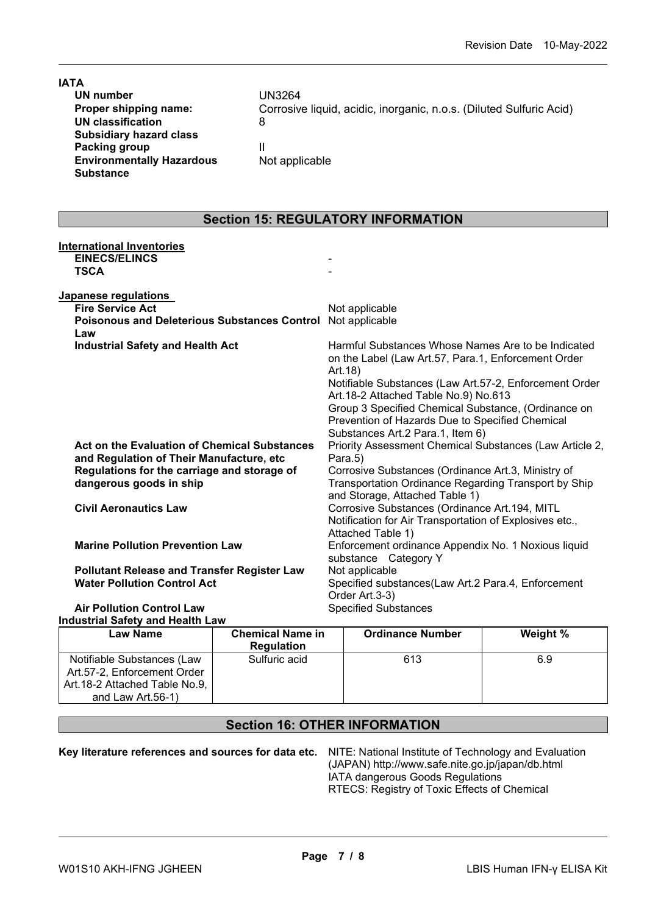**IATA**

| | |
|---|---|
| **UN number** | UN3264 |
| **Proper shipping name:** | Corrosive liquid, acidic, inorganic, n.o.s. (Diluted Sulfuric Acid) |
| **UN classification** | 8 |
| **Subsidiary hazard class** | |
| **Packing group** | II |
| **Environmentally Hazardous Substance** | Not applicable |

## Section 15: REGULATORY INFORMATION

**International Inventories**

| | |
|---|---|
| **EINECS/ELINCS** | - |
| **TSCA** | - |

**Japanese regulations**

| | |
|---|---|
| **Fire Service Act** | Not applicable |
| **Poisonous and Deleterious Substances Control Law** | Not applicable |
| **Industrial Safety and Health Act** | Harmful Substances Whose Names Are to be Indicated on the Label (Law Art.57, Para.1, Enforcement Order Art.18)<br>Notifiable Substances (Law Art.57-2, Enforcement Order Art.18-2 Attached Table No.9) No.613<br>Group 3 Specified Chemical Substance, (Ordinance on Prevention of Hazards Due to Specified Chemical Substances Art.2 Para.1, Item 6) |
| **Act on the Evaluation of Chemical Substances and Regulation of Their Manufacture, etc** | Priority Assessment Chemical Substances (Law Article 2, Para.5) |
| **Regulations for the carriage and storage of dangerous goods in ship** | Corrosive Substances (Ordinance Art.3, Ministry of Transportation Ordinance Regarding Transport by Ship and Storage, Attached Table 1) |
| **Civil Aeronautics Law** | Corrosive Substances (Ordinance Art.194, MITL Notification for Air Transportation of Explosives etc., Attached Table 1) |
| **Marine Pollution Prevention Law** | Enforcement ordinance Appendix No. 1 Noxious liquid substance Category Y |
| **Pollutant Release and Transfer Register Law** | Not applicable |
| **Water Pollution Control Act** | Specified substances(Law Art.2 Para.4, Enforcement Order Art.3-3) |
| **Air Pollution Control Law** | Specified Substances |

**Industrial Safety and Health Law**

| Law Name | Chemical Name in Regulation | Ordinance Number | Weight % |
|---|---|---|---|
| Notifiable Substances (Law Art.57-2, Enforcement Order Art.18-2 Attached Table No.9, and Law Art.56-1) | Sulfuric acid | 613 | 6.9 |

## Section 16: OTHER INFORMATION

**Key literature references and sources for data etc.** NITE: National Institute of Technology and Evaluation (JAPAN) http://www.safe.nite.go.jp/japan/db.html
IATA dangerous Goods Regulations
RTECS: Registry of Toxic Effects of Chemical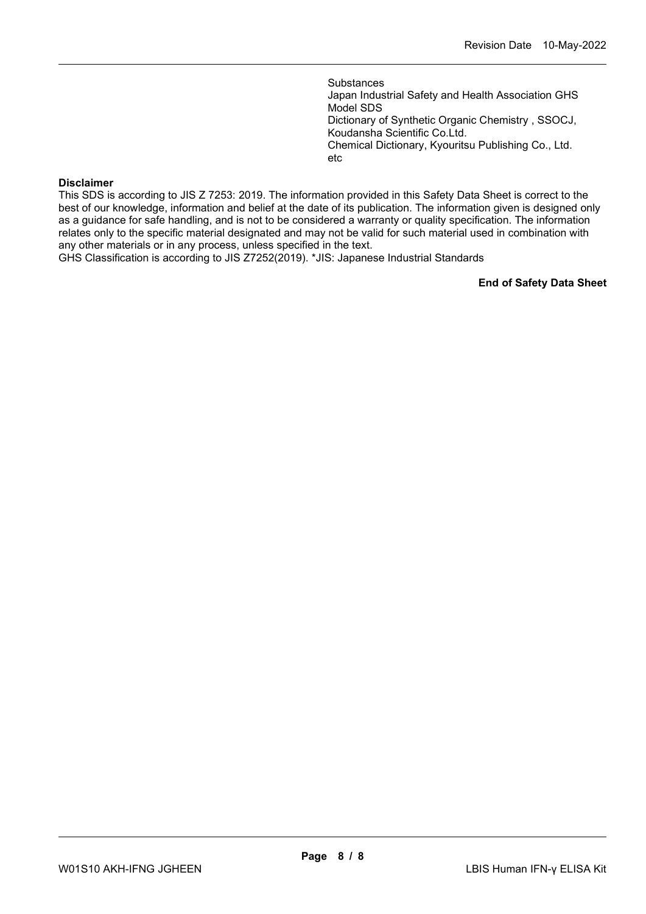Substances
Japan Industrial Safety and Health Association GHS Model SDS
Dictionary of Synthetic Organic Chemistry , SSOCJ, Koudansha Scientific Co.Ltd.
Chemical Dictionary, Kyouritsu Publishing Co., Ltd.
etc

**Disclaimer**

This SDS is according to JIS Z 7253: 2019. The information provided in this Safety Data Sheet is correct to the best of our knowledge, information and belief at the date of its publication. The information given is designed only as a guidance for safe handling, and is not to be considered a warranty or quality specification. The information relates only to the specific material designated and may not be valid for such material used in combination with any other materials or in any process, unless specified in the text.
GHS Classification is according to JIS Z7252(2019). *JIS: Japanese Industrial Standards

**End of Safety Data Sheet**